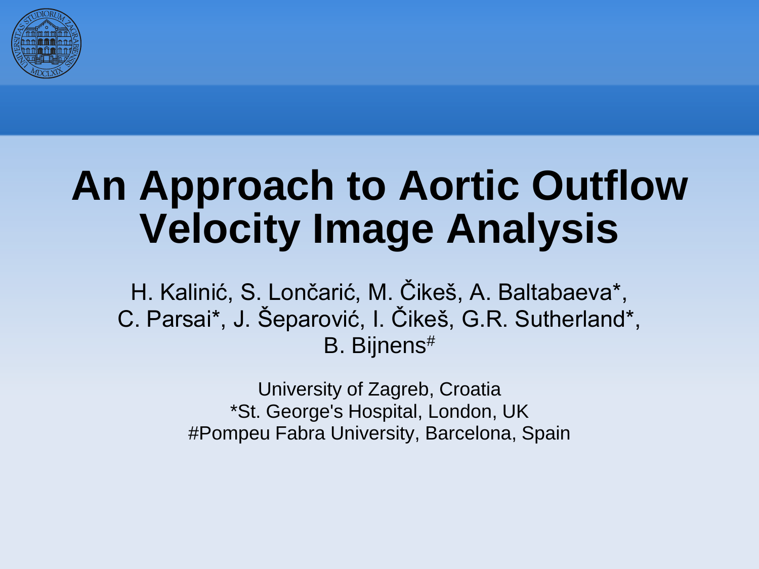# An Approach to Aortic Outflow Velocity Image Analysis

H. Kalinić, S. Lončarić, M. Čikeš, A. Baltabaeva*, C. Parsai*, J. Šeparović, I. Čikeš, G.R. Sutherland*, B. Bijnens#

University of Zagreb, Croatia
*St. George's Hospital, London, UK
#Pompeu Fabra University, Barcelona, Spain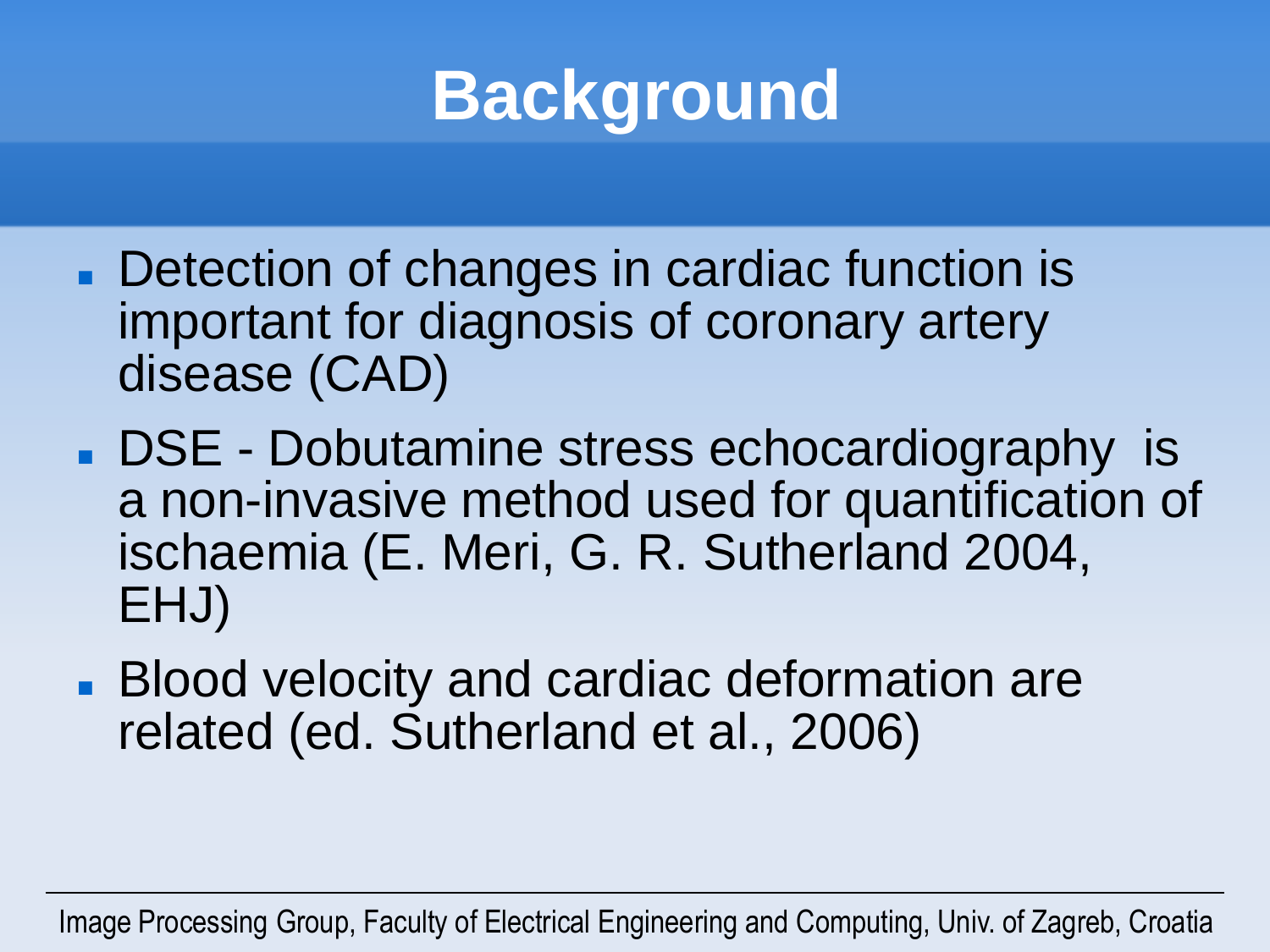# Background

- Detection of changes in cardiac function is important for diagnosis of coronary artery disease (CAD)
- DSE - Dobutamine stress echocardiography is a non-invasive method used for quantification of ischaemia (E. Meri, G. R. Sutherland 2004, EHJ)
- Blood velocity and cardiac deformation are related (ed. Sutherland et al., 2006)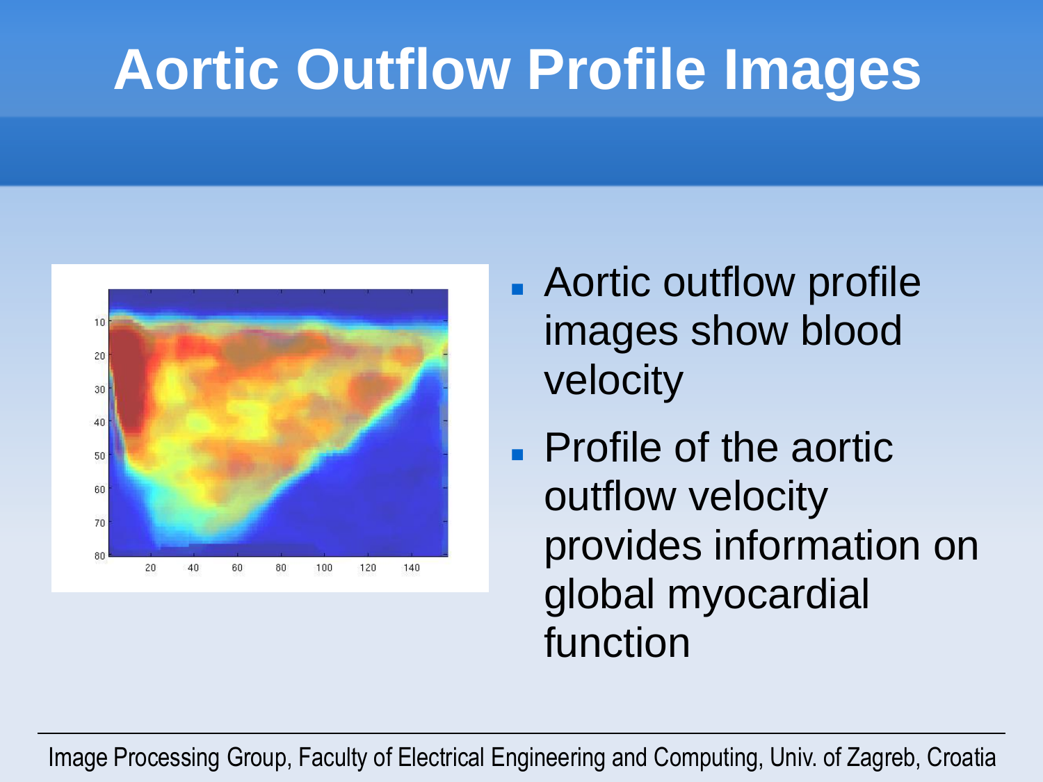# Aortic Outflow Profile Images

- Aortic outflow profile images show blood velocity
- Profile of the aortic outflow velocity provides information on global myocardial function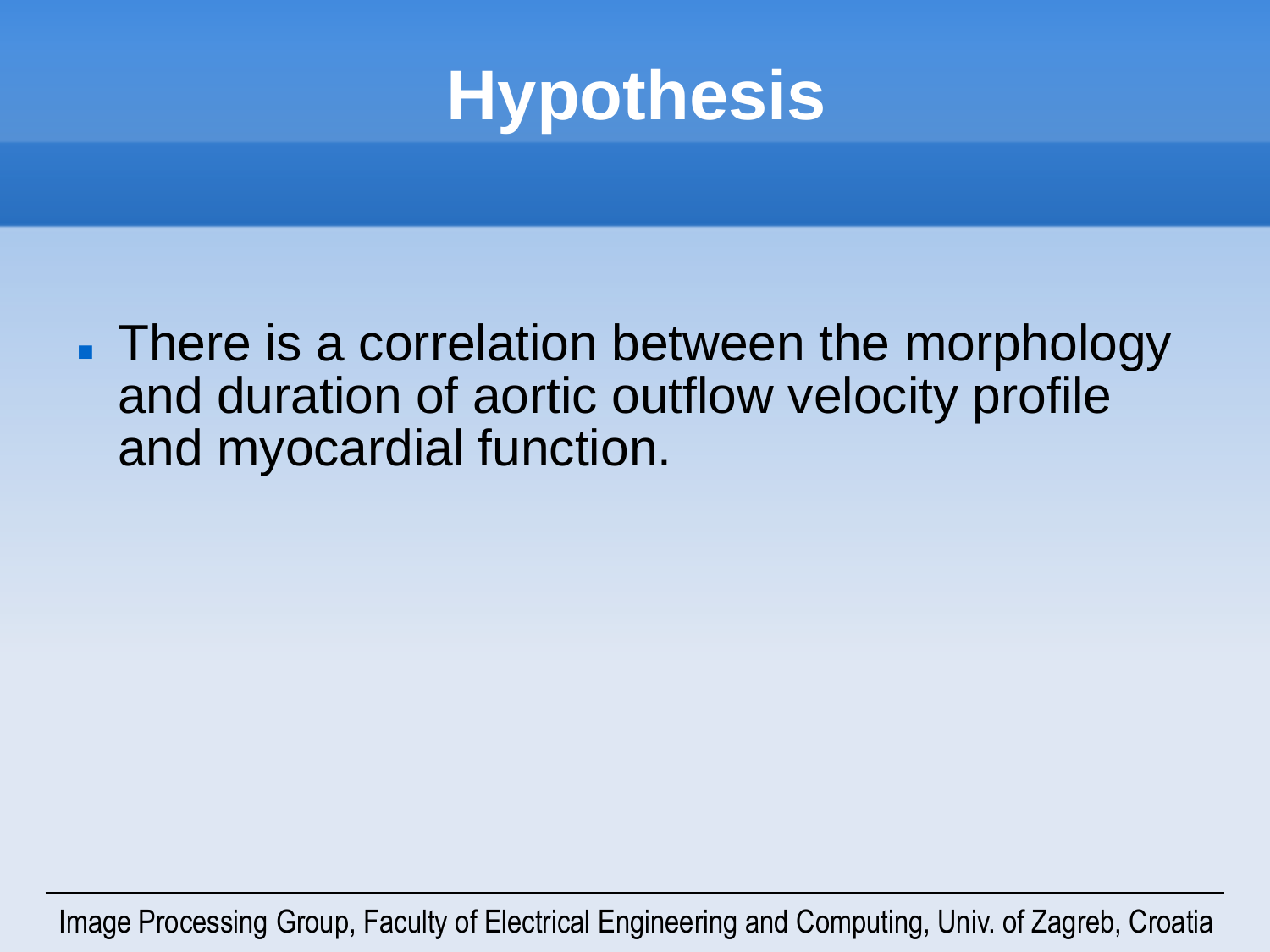# Hypothesis

- There is a correlation between the morphology and duration of aortic outflow velocity profile and myocardial function.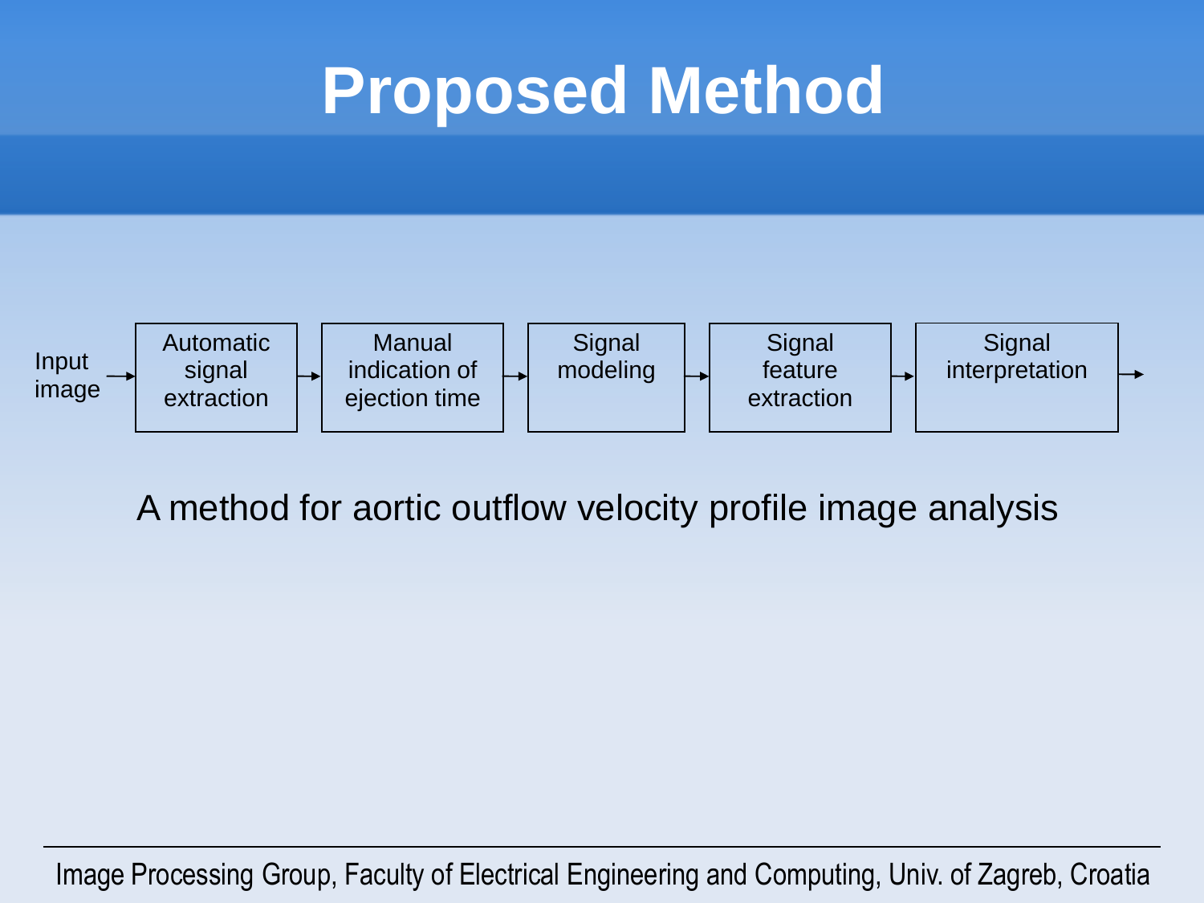# Proposed Method

Input image → Automatic signal extraction → Manual indication of ejection time → Signal modeling → Signal feature extraction → Signal interpretation →

A method for aortic outflow velocity profile image analysis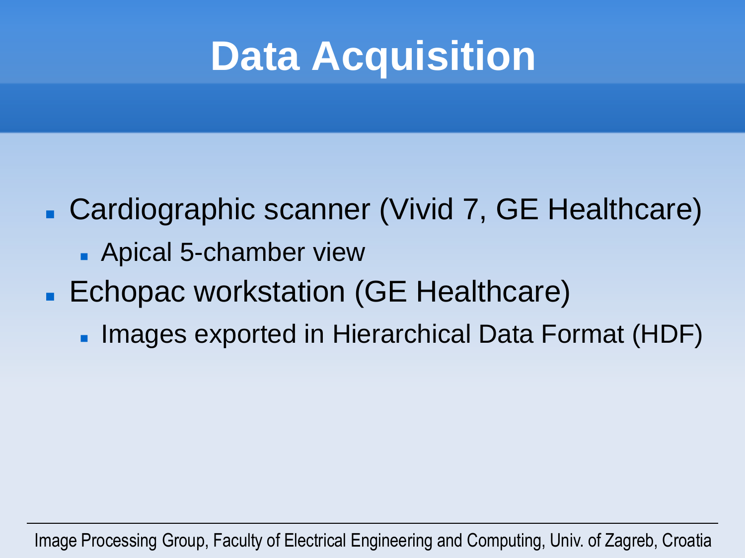# Data Acquisition

- Cardiographic scanner (Vivid 7, GE Healthcare)
  - Apical 5-chamber view
- Echopac workstation (GE Healthcare)
  - Images exported in Hierarchical Data Format (HDF)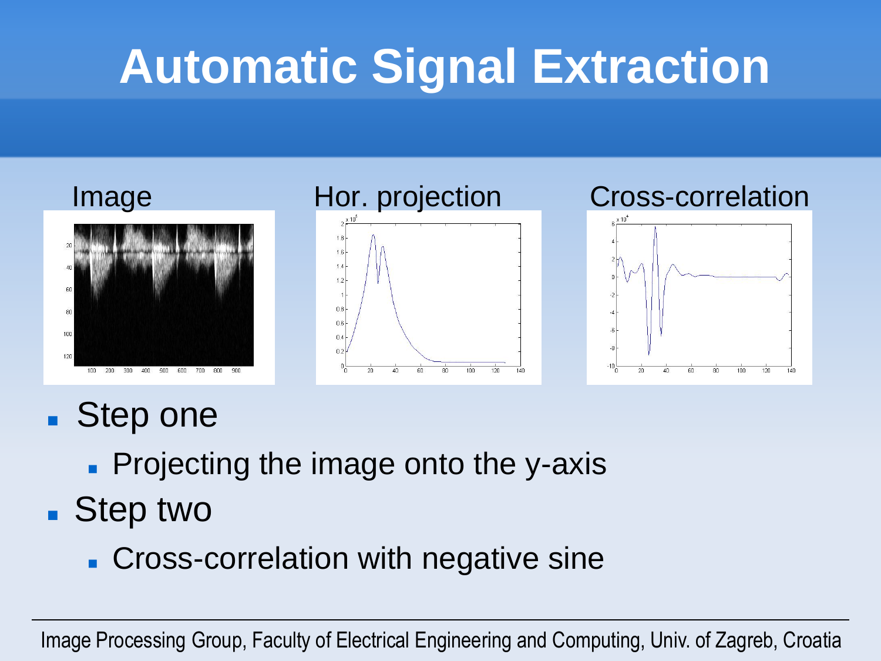# Automatic Signal Extraction

Image | Hor. projection | Cross-correlation

- Step one
  - Projecting the image onto the y-axis
- Step two
  - Cross-correlation with negative sine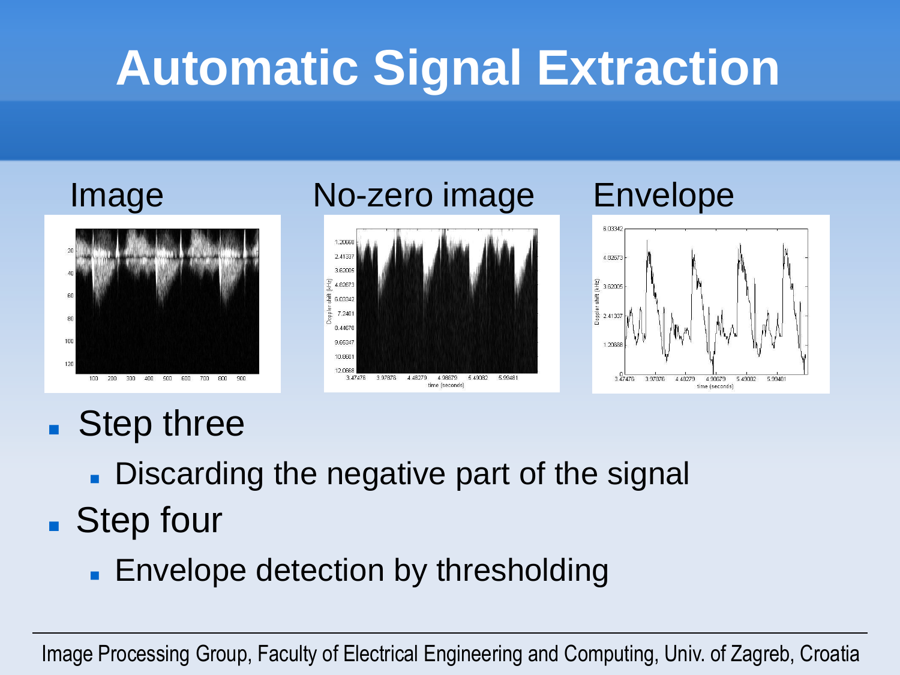# Automatic Signal Extraction

Image

No-zero image

Envelope

- Step three
  - Discarding the negative part of the signal
- Step four
  - Envelope detection by thresholding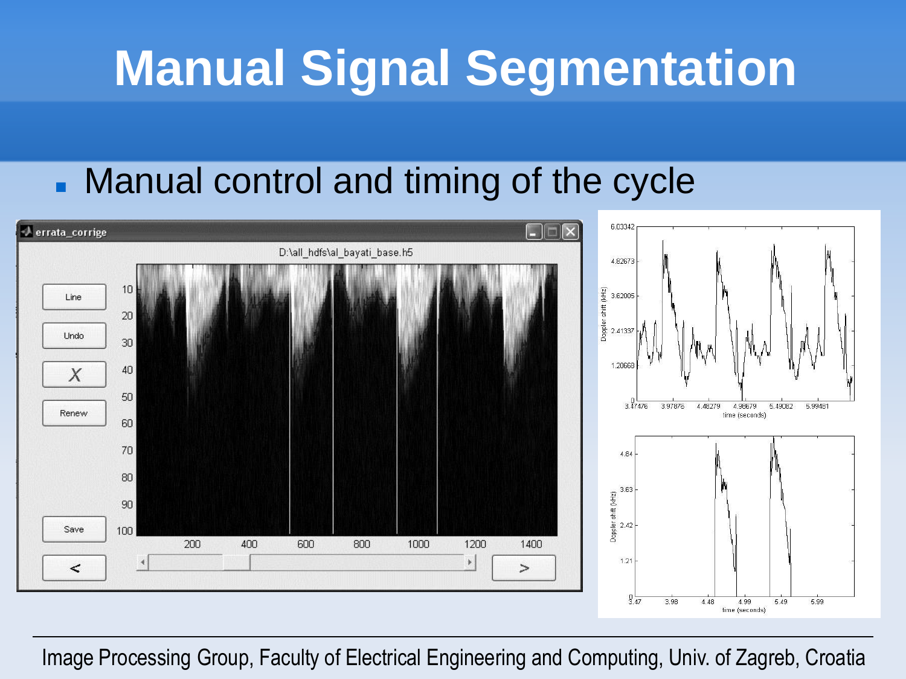# Manual Signal Segmentation

- Manual control and timing of the cycle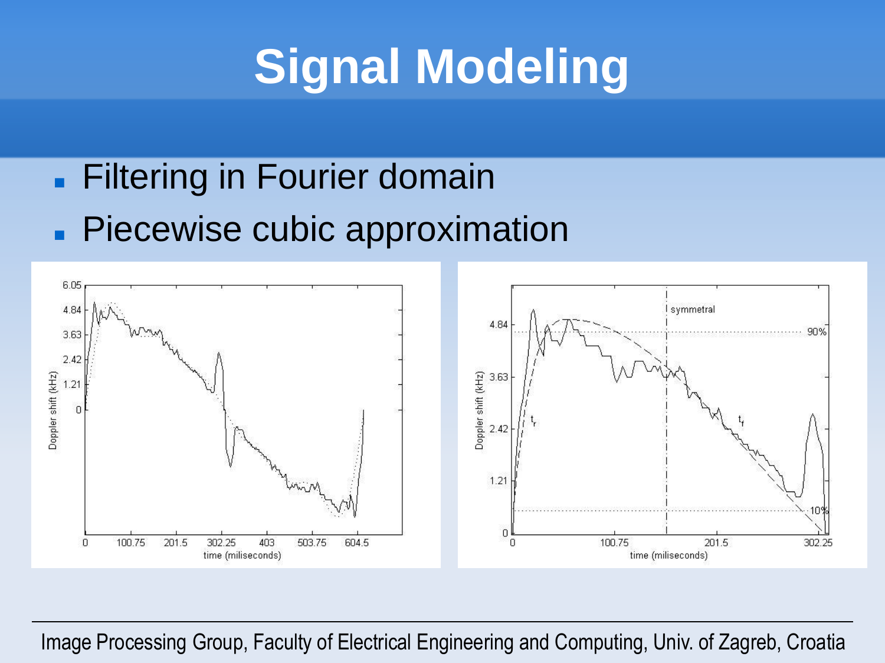# Signal Modeling

- Filtering in Fourier domain
- Piecewise cubic approximation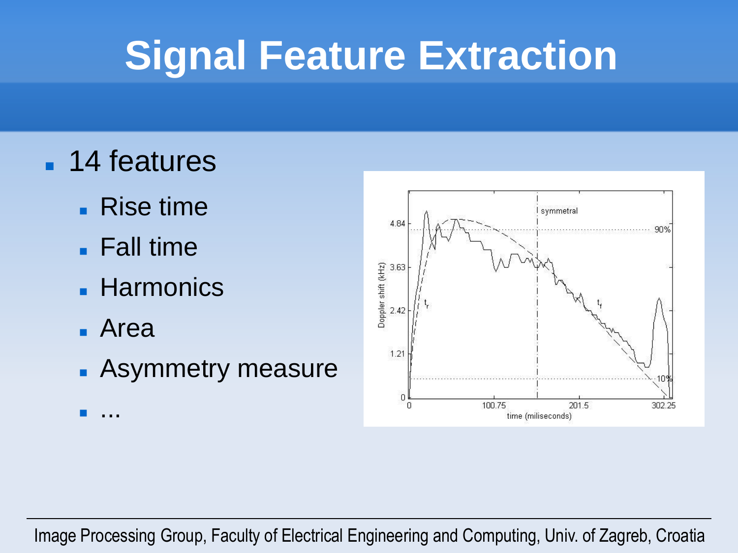# Signal Feature Extraction

- 14 features
  - Rise time
  - Fall time
  - Harmonics
  - Area
  - Asymmetry measure
  - ...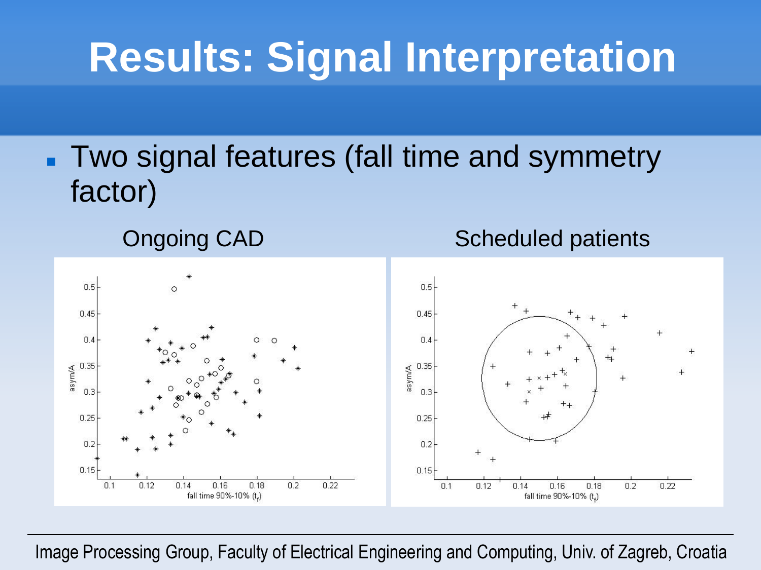# Results: Signal Interpretation

- Two signal features (fall time and symmetry factor)

Ongoing CAD

Scheduled patients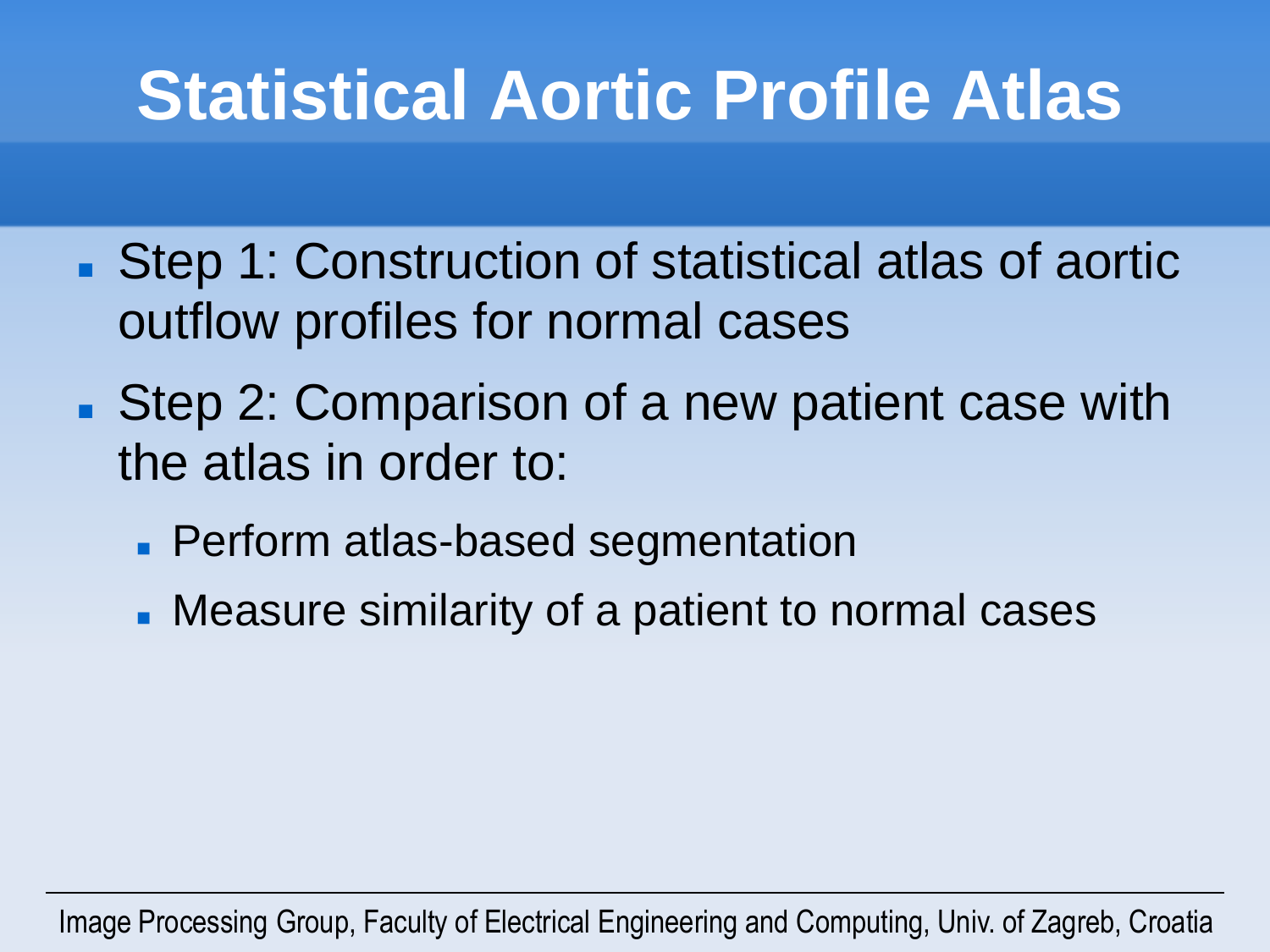# Statistical Aortic Profile Atlas

- Step 1: Construction of statistical atlas of aortic outflow profiles for normal cases
- Step 2: Comparison of a new patient case with the atlas in order to:
  - Perform atlas-based segmentation
  - Measure similarity of a patient to normal cases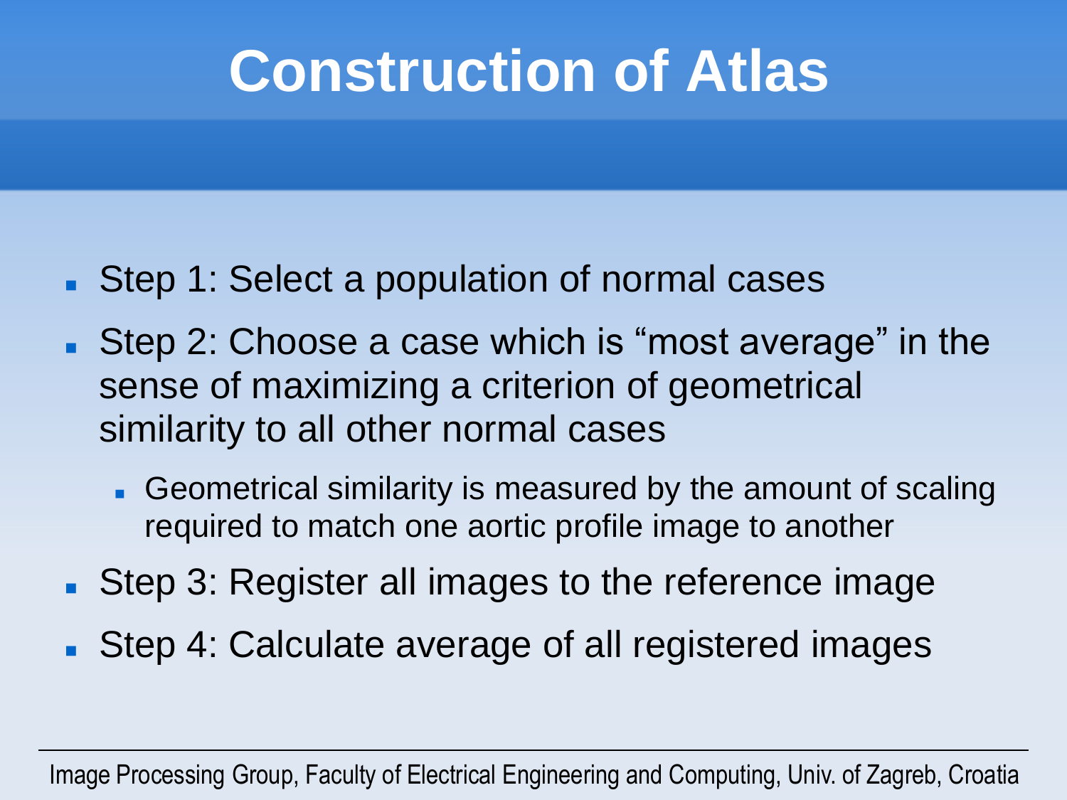# Construction of Atlas

- Step 1: Select a population of normal cases
- Step 2: Choose a case which is "most average" in the sense of maximizing a criterion of geometrical similarity to all other normal cases
  - Geometrical similarity is measured by the amount of scaling required to match one aortic profile image to another
- Step 3: Register all images to the reference image
- Step 4: Calculate average of all registered images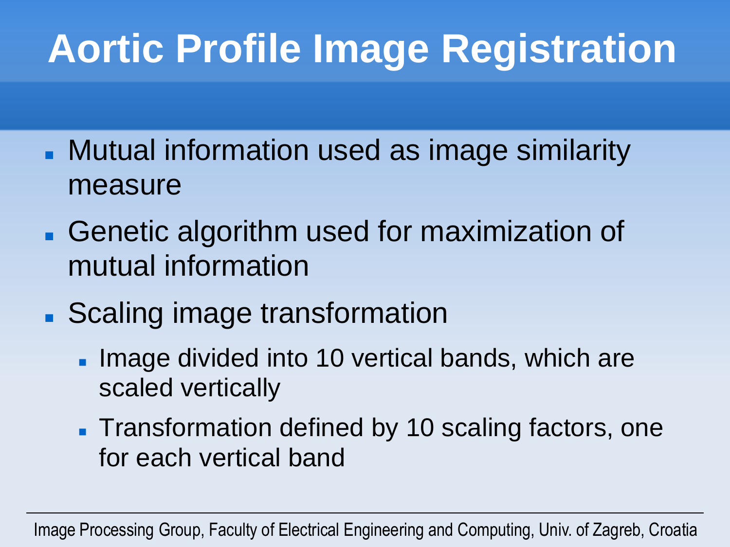# Aortic Profile Image Registration

- Mutual information used as image similarity measure
- Genetic algorithm used for maximization of mutual information
- Scaling image transformation
  - Image divided into 10 vertical bands, which are scaled vertically
  - Transformation defined by 10 scaling factors, one for each vertical band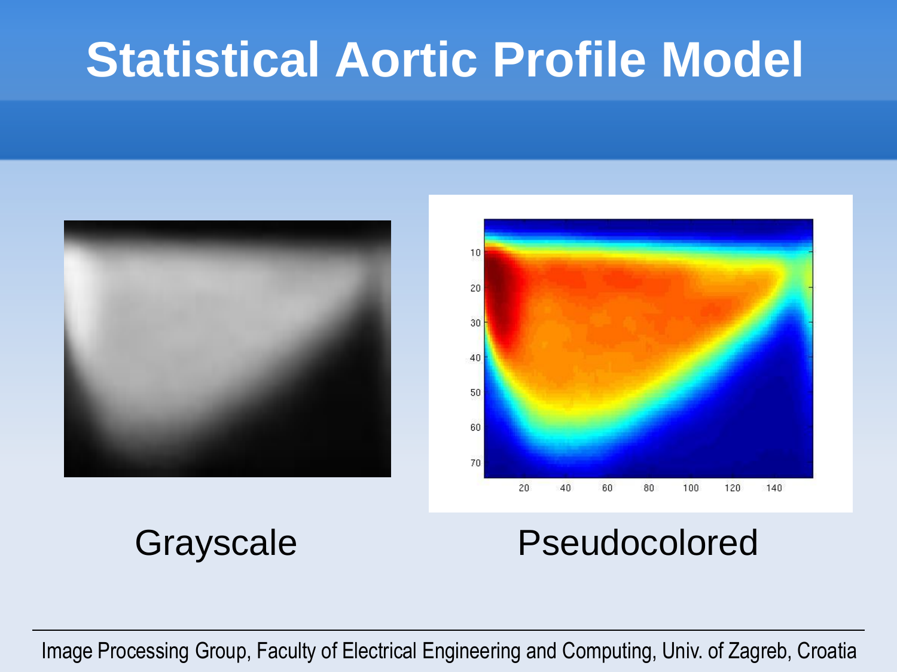# Statistical Aortic Profile Model

Grayscale

Pseudocolored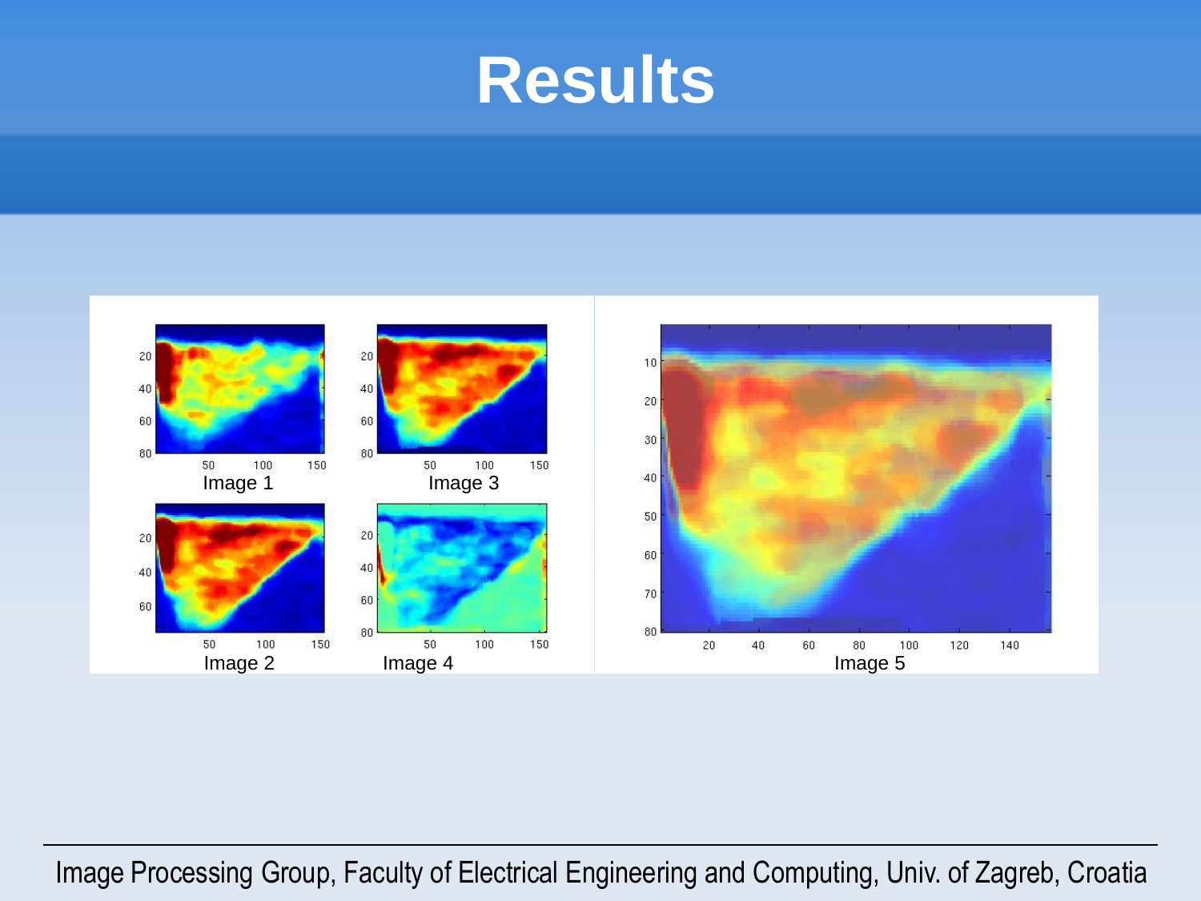# Results

Image 1

Image 2

Image 3

Image 4

Image 5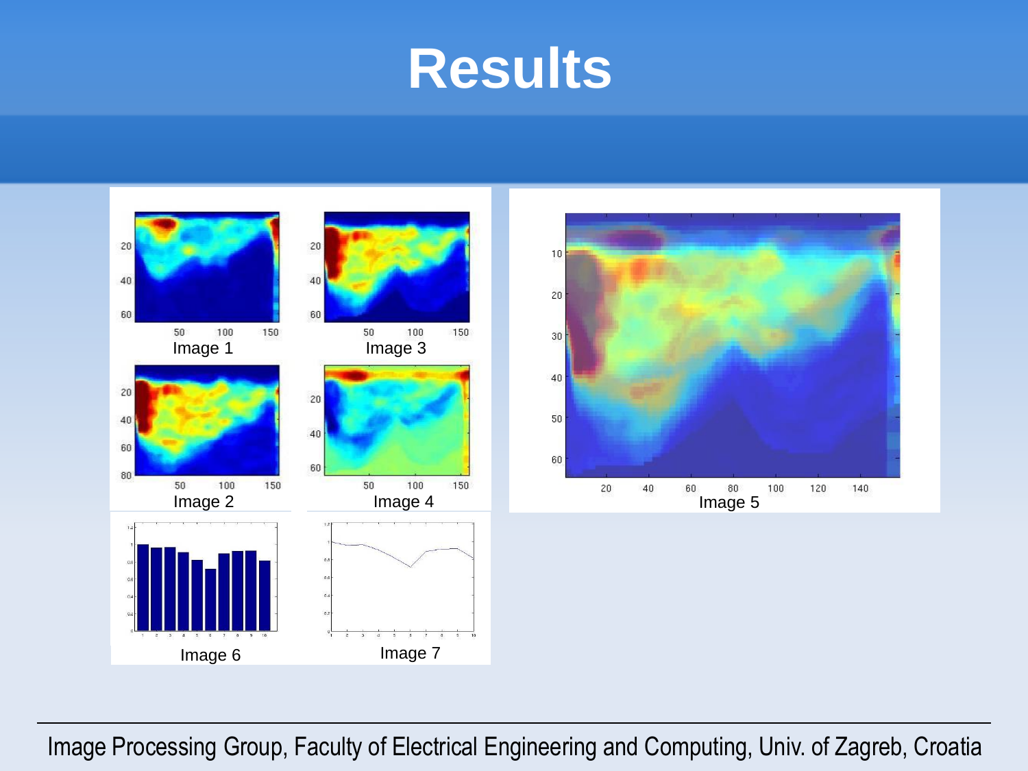# Results

Image 1

Image 3

Image 2

Image 4

Image 5

Image 6

Image 7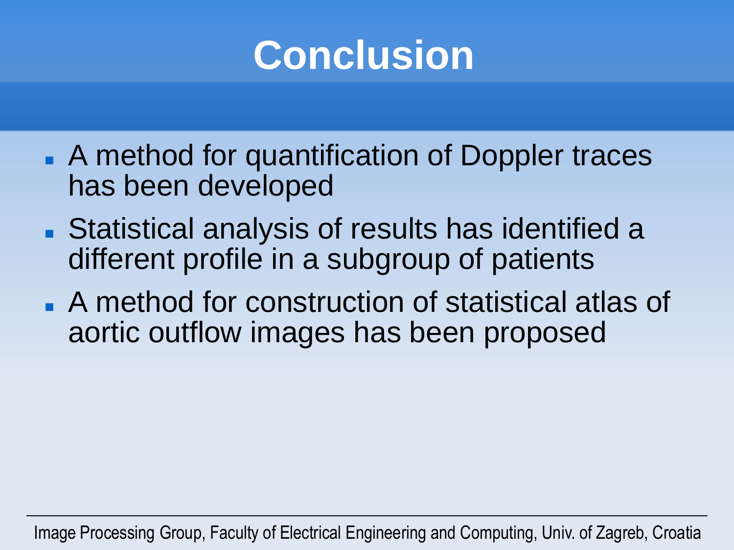# Conclusion

- A method for quantification of Doppler traces has been developed
- Statistical analysis of results has identified a different profile in a subgroup of patients
- A method for construction of statistical atlas of aortic outflow images has been proposed